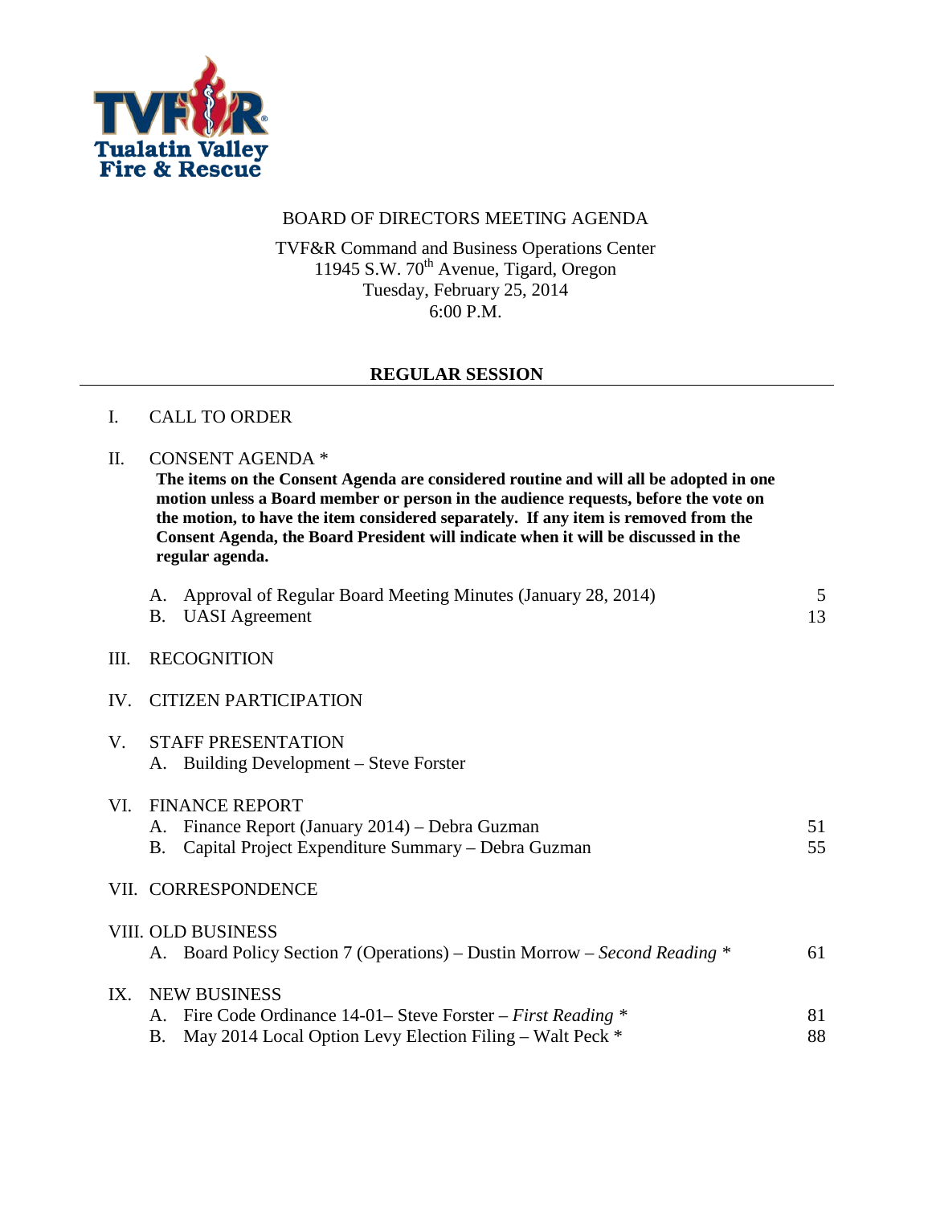Tualatin Valley Fire & Rescue

# BOARD OF DIRECTORS MEETING AGENDA

TVF&R Command and Business Operations Center
11945 S.W. 70th Avenue, Tigard, Oregon
Tuesday, February 25, 2014
6:00 P.M.

## REGULAR SESSION

I. CALL TO ORDER

II. CONSENT AGENDA *

**The items on the Consent Agenda are considered routine and will all be adopted in one motion unless a Board member or person in the audience requests, before the vote on the motion, to have the item considered separately. If any item is removed from the Consent Agenda, the Board President will indicate when it will be discussed in the regular agenda.**

A. Approval of Regular Board Meeting Minutes (January 28, 2014) — 5
B. UASI Agreement — 13

III. RECOGNITION

IV. CITIZEN PARTICIPATION

V. STAFF PRESENTATION

A. Building Development – Steve Forster

VI. FINANCE REPORT

A. Finance Report (January 2014) – Debra Guzman — 51
B. Capital Project Expenditure Summary – Debra Guzman — 55

VII. CORRESPONDENCE

VIII. OLD BUSINESS

A. Board Policy Section 7 (Operations) – Dustin Morrow – *Second Reading* * — 61

IX. NEW BUSINESS

A. Fire Code Ordinance 14-01– Steve Forster – *First Reading* * — 81
B. May 2014 Local Option Levy Election Filing – Walt Peck * — 88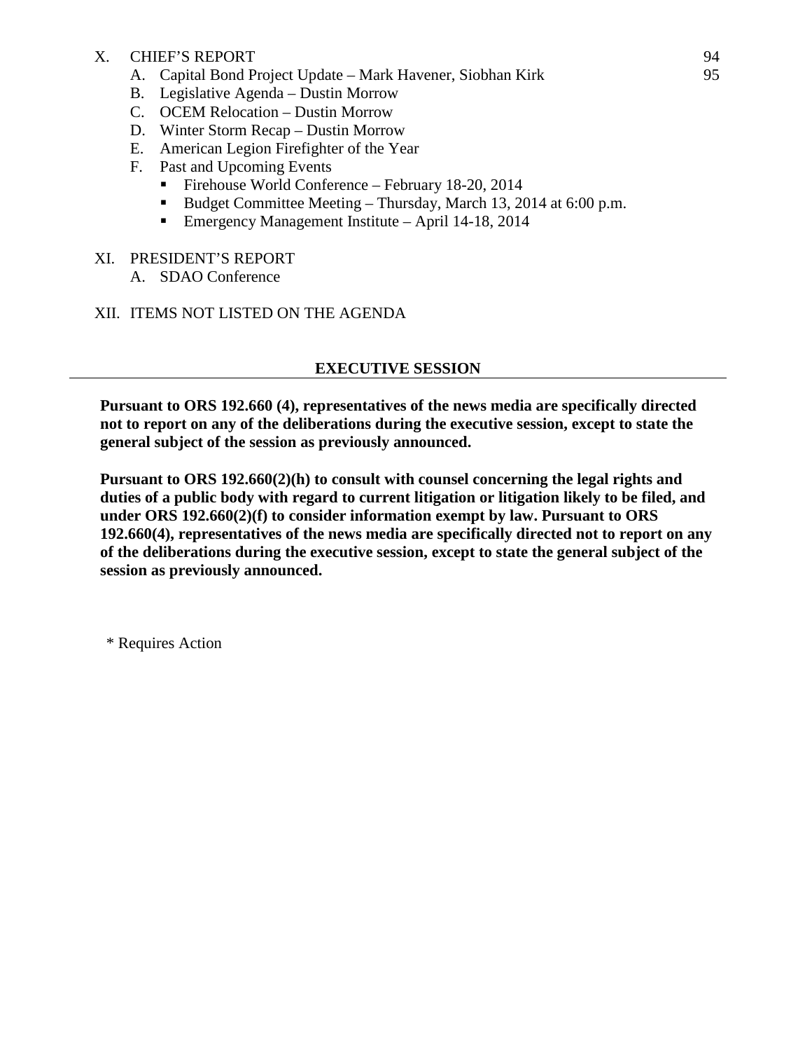X. CHIEF'S REPORT 94

A. Capital Bond Project Update – Mark Havener, Siobhan Kirk 95

B. Legislative Agenda – Dustin Morrow

C. OCEM Relocation – Dustin Morrow

D. Winter Storm Recap – Dustin Morrow

E. American Legion Firefighter of the Year

F. Past and Upcoming Events

- Firehouse World Conference – February 18-20, 2014
- Budget Committee Meeting – Thursday, March 13, 2014 at 6:00 p.m.
- Emergency Management Institute – April 14-18, 2014

XI. PRESIDENT'S REPORT

A. SDAO Conference

XII. ITEMS NOT LISTED ON THE AGENDA

## EXECUTIVE SESSION

**Pursuant to ORS 192.660 (4), representatives of the news media are specifically directed not to report on any of the deliberations during the executive session, except to state the general subject of the session as previously announced.**

**Pursuant to ORS 192.660(2)(h) to consult with counsel concerning the legal rights and duties of a public body with regard to current litigation or litigation likely to be filed, and under ORS 192.660(2)(f) to consider information exempt by law. Pursuant to ORS 192.660(4), representatives of the news media are specifically directed not to report on any of the deliberations during the executive session, except to state the general subject of the session as previously announced.**

* Requires Action